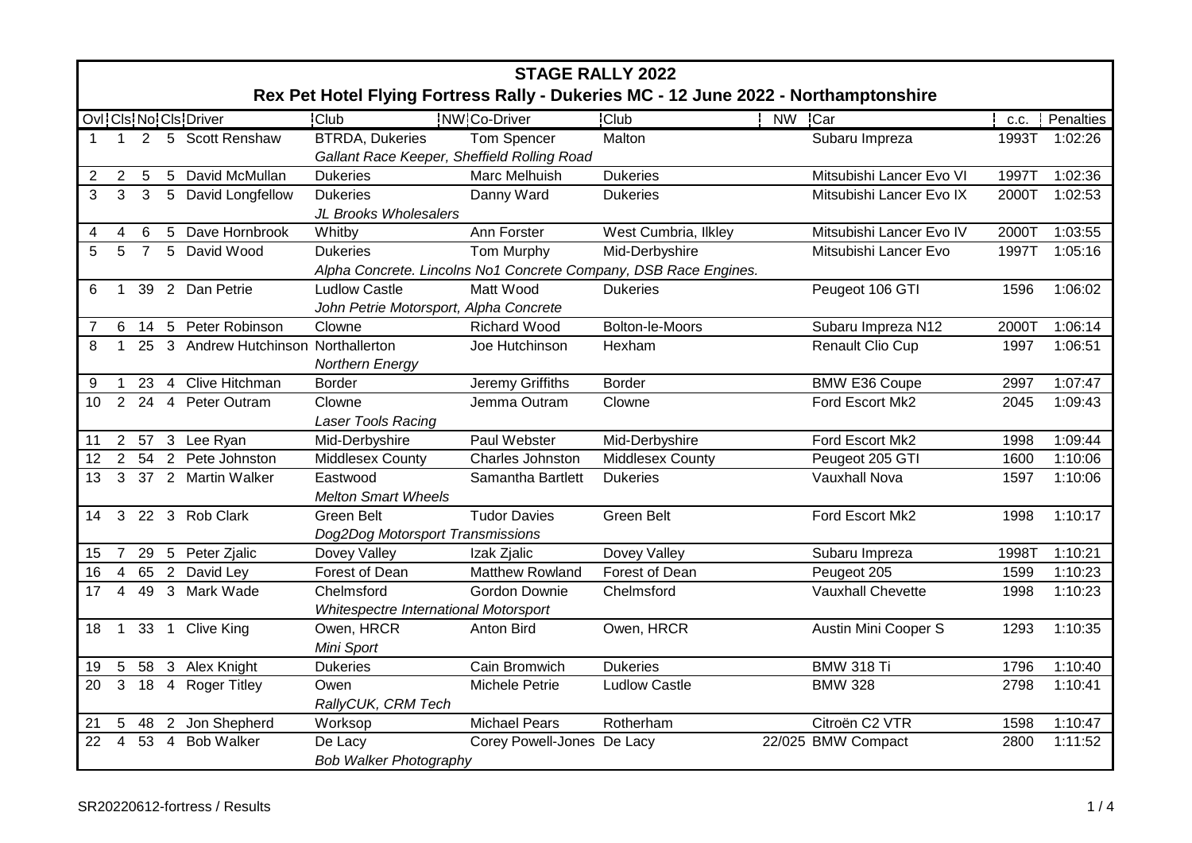# STAGE RALLY 2022

## Rex Pet Hotel Flying Fortress Rally - Dukeries MC - 12 June 2022 - Northamptonshire

| Ovl | Cls | No | Cls | Driver | Club | NW | Co-Driver | Club | NW | Car | c.c. | Penalties |
|---|---|---|---|---|---|---|---|---|---|---|---|---|
| 1 | 1 | 2 | 5 | Scott Renshaw | BTRDA, Dukeries | | Tom Spencer | Malton | | Subaru Impreza | 1993T | 1:02:26 |
| | | | | | *Gallant Race Keeper, Sheffield Rolling Road* | | | | | | | |
| 2 | 2 | 5 | 5 | David McMullan | Dukeries | | Marc Melhuish | Dukeries | | Mitsubishi Lancer Evo VI | 1997T | 1:02:36 |
| 3 | 3 | 3 | 5 | David Longfellow | Dukeries | | Danny Ward | Dukeries | | Mitsubishi Lancer Evo IX | 2000T | 1:02:53 |
| | | | | | *JL Brooks Wholesalers* | | | | | | | |
| 4 | 4 | 6 | 5 | Dave Hornbrook | Whitby | | Ann Forster | West Cumbria, Ilkley | | Mitsubishi Lancer Evo IV | 2000T | 1:03:55 |
| 5 | 5 | 7 | 5 | David Wood | Dukeries | | Tom Murphy | Mid-Derbyshire | | Mitsubishi Lancer Evo | 1997T | 1:05:16 |
| | | | | | *Alpha Concrete. Lincolns No1 Concrete Company, DSB Race Engines.* | | | | | | | |
| 6 | 1 | 39 | 2 | Dan Petrie | Ludlow Castle | | Matt Wood | Dukeries | | Peugeot 106 GTI | 1596 | 1:06:02 |
| | | | | | *John Petrie Motorsport, Alpha Concrete* | | | | | | | |
| 7 | 6 | 14 | 5 | Peter Robinson | Clowne | | Richard Wood | Bolton-le-Moors | | Subaru Impreza N12 | 2000T | 1:06:14 |
| 8 | 1 | 25 | 3 | Andrew Hutchinson | Northallerton | | Joe Hutchinson | Hexham | | Renault Clio Cup | 1997 | 1:06:51 |
| | | | | | *Northern Energy* | | | | | | | |
| 9 | 1 | 23 | 4 | Clive Hitchman | Border | | Jeremy Griffiths | Border | | BMW E36 Coupe | 2997 | 1:07:47 |
| 10 | 2 | 24 | 4 | Peter Outram | Clowne | | Jemma Outram | Clowne | | Ford Escort Mk2 | 2045 | 1:09:43 |
| | | | | | *Laser Tools Racing* | | | | | | | |
| 11 | 2 | 57 | 3 | Lee Ryan | Mid-Derbyshire | | Paul Webster | Mid-Derbyshire | | Ford Escort Mk2 | 1998 | 1:09:44 |
| 12 | 2 | 54 | 2 | Pete Johnston | Middlesex County | | Charles Johnston | Middlesex County | | Peugeot 205 GTI | 1600 | 1:10:06 |
| 13 | 3 | 37 | 2 | Martin Walker | Eastwood | | Samantha Bartlett | Dukeries | | Vauxhall Nova | 1597 | 1:10:06 |
| | | | | | *Melton Smart Wheels* | | | | | | | |
| 14 | 3 | 22 | 3 | Rob Clark | Green Belt | | Tudor Davies | Green Belt | | Ford Escort Mk2 | 1998 | 1:10:17 |
| | | | | | *Dog2Dog Motorsport Transmissions* | | | | | | | |
| 15 | 7 | 29 | 5 | Peter Zjalic | Dovey Valley | | Izak Zjalic | Dovey Valley | | Subaru Impreza | 1998T | 1:10:21 |
| 16 | 4 | 65 | 2 | David Ley | Forest of Dean | | Matthew Rowland | Forest of Dean | | Peugeot 205 | 1599 | 1:10:23 |
| 17 | 4 | 49 | 3 | Mark Wade | Chelmsford | | Gordon Downie | Chelmsford | | Vauxhall Chevette | 1998 | 1:10:23 |
| | | | | | *Whitespectre International Motorsport* | | | | | | | |
| 18 | 1 | 33 | 1 | Clive King | Owen, HRCR | | Anton Bird | Owen, HRCR | | Austin Mini Cooper S | 1293 | 1:10:35 |
| | | | | | *Mini Sport* | | | | | | | |
| 19 | 5 | 58 | 3 | Alex Knight | Dukeries | | Cain Bromwich | Dukeries | | BMW 318 Ti | 1796 | 1:10:40 |
| 20 | 3 | 18 | 4 | Roger Titley | Owen | | Michele Petrie | Ludlow Castle | | BMW 328 | 2798 | 1:10:41 |
| | | | | | *RallyCUK, CRM Tech* | | | | | | | |
| 21 | 5 | 48 | 2 | Jon Shepherd | Worksop | | Michael Pears | Rotherham | | Citroën C2 VTR | 1598 | 1:10:47 |
| 22 | 4 | 53 | 4 | Bob Walker | De Lacy | | Corey Powell-Jones | De Lacy | 22/025 | BMW Compact | 2800 | 1:11:52 |
| | | | | | *Bob Walker Photography* | | | | | | | |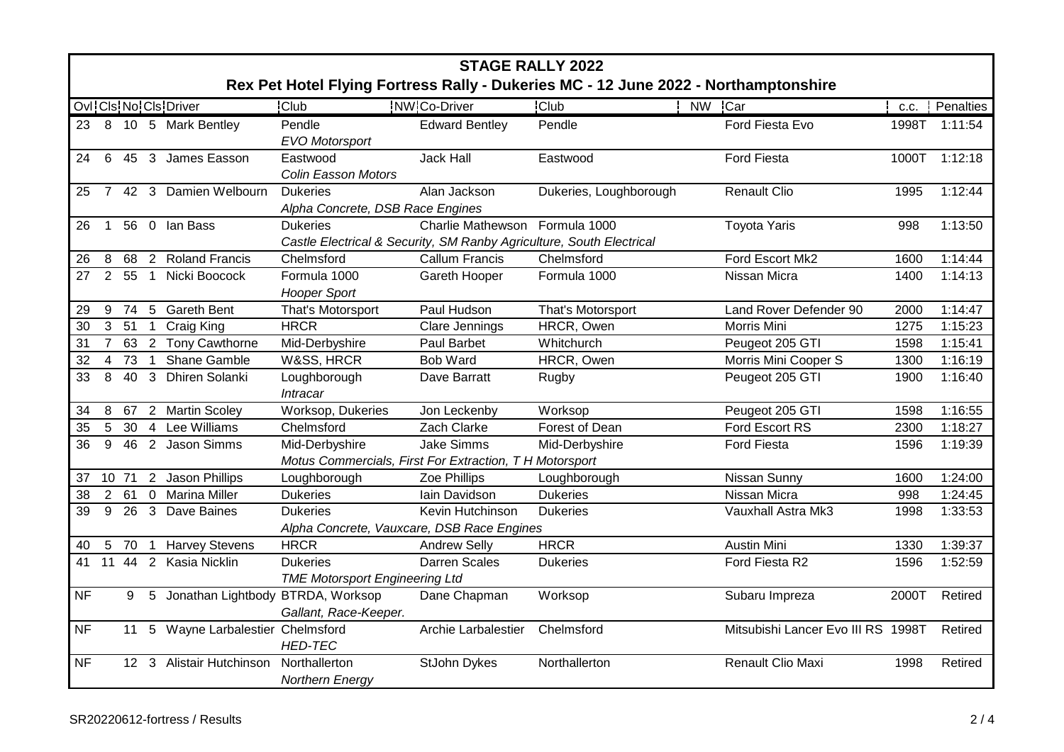# STAGE RALLY 2022

## Rex Pet Hotel Flying Fortress Rally - Dukeries MC - 12 June 2022 - Northamptonshire

| Ovl | Cls | No | Cls | Driver | Club | NW | Co-Driver | Club | NW | Car | c.c. | Penalties |
|---|---|---|---|---|---|---|---|---|---|---|---|---|
| 23 | 8 | 10 | 5 | Mark Bentley | Pendle<br>*EVO Motorsport* | | Edward Bentley | Pendle | | Ford Fiesta Evo | 1998T | 1:11:54 |
| 24 | 6 | 45 | 3 | James Easson | Eastwood<br>*Colin Easson Motors* | | Jack Hall | Eastwood | | Ford Fiesta | 1000T | 1:12:18 |
| 25 | 7 | 42 | 3 | Damien Welbourn | Dukeries<br>*Alpha Concrete, DSB Race Engines* | | Alan Jackson | Dukeries, Loughborough | | Renault Clio | 1995 | 1:12:44 |
| 26 | 1 | 56 | 0 | Ian Bass | Dukeries<br>*Castle Electrical & Security, SM Ranby Agriculture, South Electrical* | | Charlie Mathewson | Formula 1000 | | Toyota Yaris | 998 | 1:13:50 |
| 26 | 8 | 68 | 2 | Roland Francis | Chelmsford | | Callum Francis | Chelmsford | | Ford Escort Mk2 | 1600 | 1:14:44 |
| 27 | 2 | 55 | 1 | Nicki Boocock | Formula 1000<br>*Hooper Sport* | | Gareth Hooper | Formula 1000 | | Nissan Micra | 1400 | 1:14:13 |
| 29 | 9 | 74 | 5 | Gareth Bent | That's Motorsport | | Paul Hudson | That's Motorsport | | Land Rover Defender 90 | 2000 | 1:14:47 |
| 30 | 3 | 51 | 1 | Craig King | HRCR | | Clare Jennings | HRCR, Owen | | Morris Mini | 1275 | 1:15:23 |
| 31 | 7 | 63 | 2 | Tony Cawthorne | Mid-Derbyshire | | Paul Barbet | Whitchurch | | Peugeot 205 GTI | 1598 | 1:15:41 |
| 32 | 4 | 73 | 1 | Shane Gamble | W&SS, HRCR | | Bob Ward | HRCR, Owen | | Morris Mini Cooper S | 1300 | 1:16:19 |
| 33 | 8 | 40 | 3 | Dhiren Solanki | Loughborough<br>*Intracar* | | Dave Barratt | Rugby | | Peugeot 205 GTI | 1900 | 1:16:40 |
| 34 | 8 | 67 | 2 | Martin Scoley | Worksop, Dukeries | | Jon Leckenby | Worksop | | Peugeot 205 GTI | 1598 | 1:16:55 |
| 35 | 5 | 30 | 4 | Lee Williams | Chelmsford | | Zach Clarke | Forest of Dean | | Ford Escort RS | 2300 | 1:18:27 |
| 36 | 9 | 46 | 2 | Jason Simms | Mid-Derbyshire<br>*Motus Commercials, First For Extraction, T H Motorsport* | | Jake Simms | Mid-Derbyshire | | Ford Fiesta | 1596 | 1:19:39 |
| 37 | 10 | 71 | 2 | Jason Phillips | Loughborough | | Zoe Phillips | Loughborough | | Nissan Sunny | 1600 | 1:24:00 |
| 38 | 2 | 61 | 0 | Marina Miller | Dukeries | | Iain Davidson | Dukeries | | Nissan Micra | 998 | 1:24:45 |
| 39 | 9 | 26 | 3 | Dave Baines | Dukeries<br>*Alpha Concrete, Vauxcare, DSB Race Engines* | | Kevin Hutchinson | Dukeries | | Vauxhall Astra Mk3 | 1998 | 1:33:53 |
| 40 | 5 | 70 | 1 | Harvey Stevens | HRCR | | Andrew Selly | HRCR | | Austin Mini | 1330 | 1:39:37 |
| 41 | 11 | 44 | 2 | Kasia Nicklin | Dukeries<br>*TME Motorsport Engineering Ltd* | | Darren Scales | Dukeries | | Ford Fiesta R2 | 1596 | 1:52:59 |
| NF | | 9 | 5 | Jonathan Lightbody | BTRDA, Worksop<br>*Gallant, Race-Keeper.* | | Dane Chapman | Worksop | | Subaru Impreza | 2000T | Retired |
| NF | | 11 | 5 | Wayne Larbalestier | Chelmsford<br>*HED-TEC* | | Archie Larbalestier | Chelmsford | | Mitsubishi Lancer Evo III RS | 1998T | Retired |
| NF | | 12 | 3 | Alistair Hutchinson | Northallerton<br>*Northern Energy* | | StJohn Dykes | Northallerton | | Renault Clio Maxi | 1998 | Retired |

SR20220612-fortress / Results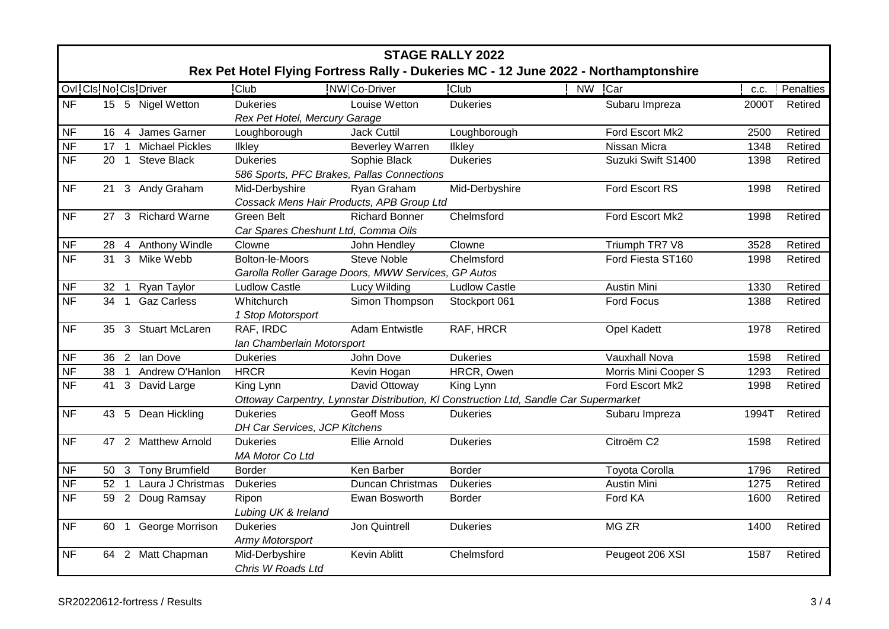# STAGE RALLY 2022

## Rex Pet Hotel Flying Fortress Rally - Dukeries MC - 12 June 2022 - Northamptonshire

| Ovl | Cls | No | Cls | Driver | Club | NW | Co-Driver | Club | NW | Car | c.c. | Penalties |
|---|---|---|---|---|---|---|---|---|---|---|---|---|
| NF | | 15 | 5 | Nigel Wetton | Dukeries | | Louise Wetton | Dukeries | | Subaru Impreza | 2000T | Retired |
| | | | | | *Rex Pet Hotel, Mercury Garage* | | | | | | | |
| NF | | 16 | 4 | James Garner | Loughborough | | Jack Cuttil | Loughborough | | Ford Escort Mk2 | 2500 | Retired |
| NF | | 17 | 1 | Michael Pickles | Ilkley | | Beverley Warren | Ilkley | | Nissan Micra | 1348 | Retired |
| NF | | 20 | 1 | Steve Black | Dukeries | | Sophie Black | Dukeries | | Suzuki Swift S1400 | 1398 | Retired |
| | | | | | *586 Sports, PFC Brakes, Pallas Connections* | | | | | | | |
| NF | | 21 | 3 | Andy Graham | Mid-Derbyshire | | Ryan Graham | Mid-Derbyshire | | Ford Escort RS | 1998 | Retired |
| | | | | | *Cossack Mens Hair Products, APB Group Ltd* | | | | | | | |
| NF | | 27 | 3 | Richard Warne | Green Belt | | Richard Bonner | Chelmsford | | Ford Escort Mk2 | 1998 | Retired |
| | | | | | *Car Spares Cheshunt Ltd, Comma Oils* | | | | | | | |
| NF | | 28 | 4 | Anthony Windle | Clowne | | John Hendley | Clowne | | Triumph TR7 V8 | 3528 | Retired |
| NF | | 31 | 3 | Mike Webb | Bolton-le-Moors | | Steve Noble | Chelmsford | | Ford Fiesta ST160 | 1998 | Retired |
| | | | | | *Garolla Roller Garage Doors, MWW Services, GP Autos* | | | | | | | |
| NF | | 32 | 1 | Ryan Taylor | Ludlow Castle | | Lucy Wilding | Ludlow Castle | | Austin Mini | 1330 | Retired |
| NF | | 34 | 1 | Gaz Carless | Whitchurch | | Simon Thompson | Stockport 061 | | Ford Focus | 1388 | Retired |
| | | | | | *1 Stop Motorsport* | | | | | | | |
| NF | | 35 | 3 | Stuart McLaren | RAF, IRDC | | Adam Entwistle | RAF, HRCR | | Opel Kadett | 1978 | Retired |
| | | | | | *Ian Chamberlain Motorsport* | | | | | | | |
| NF | | 36 | 2 | Ian Dove | Dukeries | | John Dove | Dukeries | | Vauxhall Nova | 1598 | Retired |
| NF | | 38 | 1 | Andrew O'Hanlon | HRCR | | Kevin Hogan | HRCR, Owen | | Morris Mini Cooper S | 1293 | Retired |
| NF | | 41 | 3 | David Large | King Lynn | | David Ottoway | King Lynn | | Ford Escort Mk2 | 1998 | Retired |
| | | | | | *Ottoway Carpentry, Lynnstar Distribution, Kl Construction Ltd, Sandle Car Supermarket* | | | | | | | |
| NF | | 43 | 5 | Dean Hickling | Dukeries | | Geoff Moss | Dukeries | | Subaru Impreza | 1994T | Retired |
| | | | | | *DH Car Services, JCP Kitchens* | | | | | | | |
| NF | | 47 | 2 | Matthew Arnold | Dukeries | | Ellie Arnold | Dukeries | | Citroëm C2 | 1598 | Retired |
| | | | | | *MA Motor Co Ltd* | | | | | | | |
| NF | | 50 | 3 | Tony Brumfield | Border | | Ken Barber | Border | | Toyota Corolla | 1796 | Retired |
| NF | | 52 | 1 | Laura J Christmas | Dukeries | | Duncan Christmas | Dukeries | | Austin Mini | 1275 | Retired |
| NF | | 59 | 2 | Doug Ramsay | Ripon | | Ewan Bosworth | Border | | Ford KA | 1600 | Retired |
| | | | | | *Lubing UK & Ireland* | | | | | | | |
| NF | | 60 | 1 | George Morrison | Dukeries | | Jon Quintrell | Dukeries | | MG ZR | 1400 | Retired |
| | | | | | *Army Motorsport* | | | | | | | |
| NF | | 64 | 2 | Matt Chapman | Mid-Derbyshire | | Kevin Ablitt | Chelmsford | | Peugeot 206 XSI | 1587 | Retired |
| | | | | | *Chris W Roads Ltd* | | | | | | | |

SR20220612-fortress / Results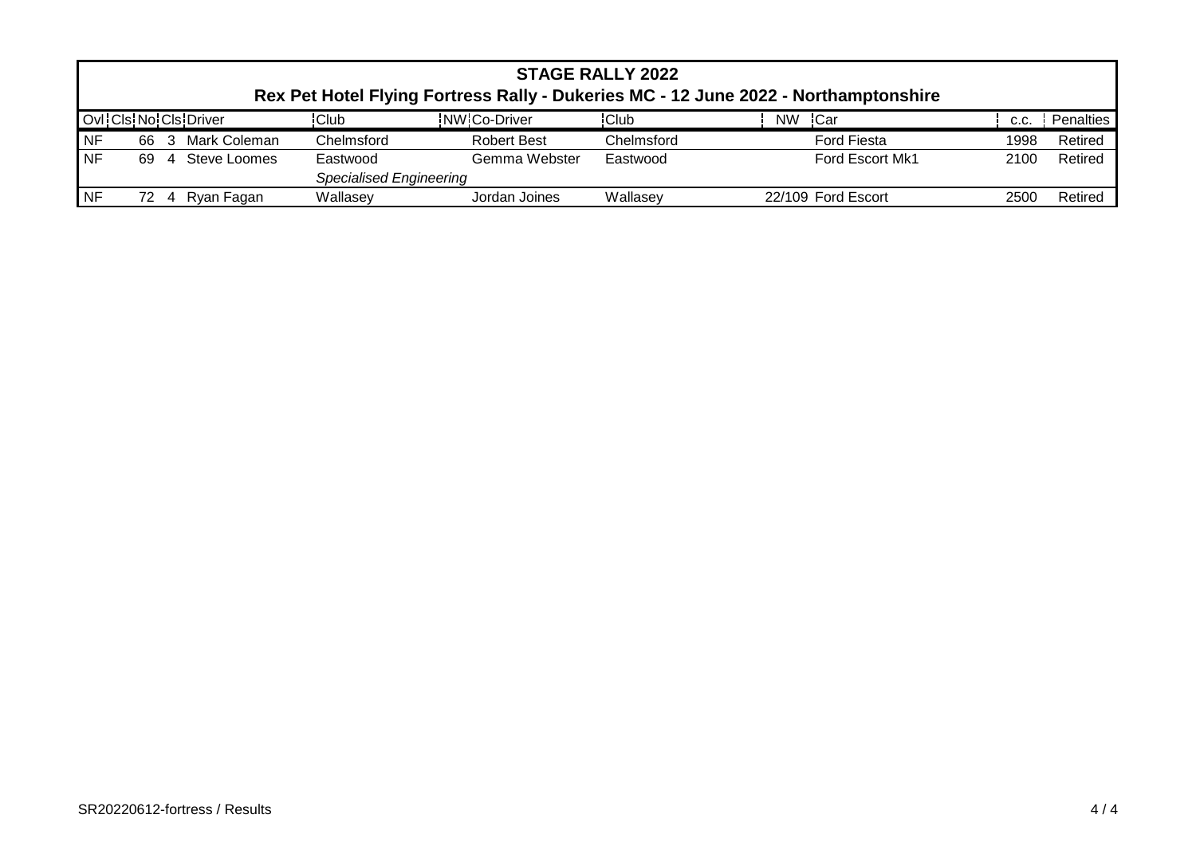## STAGE RALLY 2022

### Rex Pet Hotel Flying Fortress Rally - Dukeries MC - 12 June 2022 - Northamptonshire

| Ovl | Cls | No | Cls | Driver | Club | NW | Co-Driver | Club | NW | Car | c.c. | Penalties |
|---|---|---|---|---|---|---|---|---|---|---|---|---|
| NF | | 66 | 3 | Mark Coleman | Chelmsford | | Robert Best | Chelmsford | | Ford Fiesta | 1998 | Retired |
| NF | | 69 | 4 | Steve Loomes | Eastwood | | Gemma Webster | Eastwood | | Ford Escort Mk1 | 2100 | Retired |
| | | | | | *Specialised Engineering* | | | | | | | |
| NF | | 72 | 4 | Ryan Fagan | Wallasey | | Jordan Joines | Wallasey | 22/109 | Ford Escort | 2500 | Retired |

SR20220612-fortress / Results